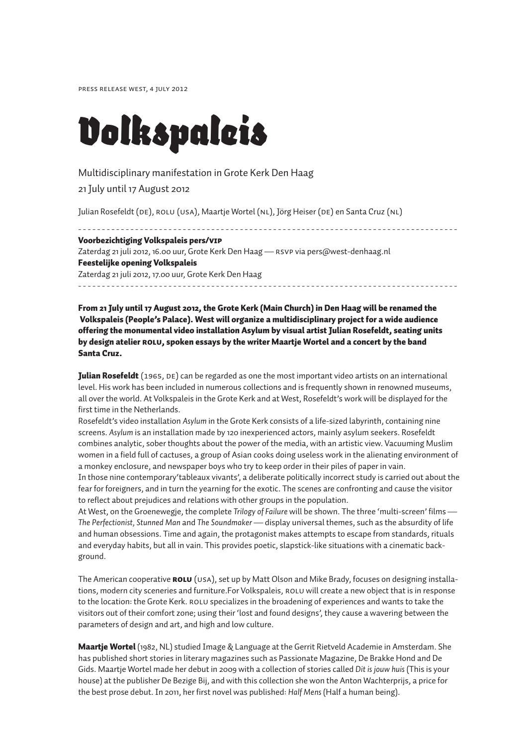press release west, 4 july 2012

# Volkspaleis

Multidisciplinary manifestation in Grote Kerk Den Haag

21 July until 17 August 2012

Julian Rosefeldt (de), rolu (usa), Maartje Wortel (nl), Jörg Heiser (de) en Santa Cruz (nl)

- - - - - - - - - - - - - - - - - - - - - - - - - - - - - - - - - - - - - - - - - - - - - - - - - - - - - - - - - - - -

**Voorbezichtiging Volkspaleis pers/vip**
Zaterdag 21 juli 2012, 16.00 uur, Grote Kerk Den Haag — rsvp via pers@west-denhaag.nl
**Feestelijke opening Volkspaleis**
Zaterdag 21 juli 2012, 17.00 uur, Grote Kerk Den Haag

- - - - - - - - - - - - - - - - - - - - - - - - - - - - - - - - - - - - - - - - - - - - - - - - - - - - - - - - - - - -

**From 21 July until 17 August 2012, the Grote Kerk (Main Church) in Den Haag will be renamed the Volkspaleis (People's Palace). West will organize a multidisciplinary project for a wide audience offering the monumental video installation Asylum by visual artist Julian Rosefeldt, seating units by design atelier rolu, spoken essays by the writer Maartje Wortel and a concert by the band Santa Cruz.**

**Julian Rosefeldt** (1965, de) can be regarded as one the most important video artists on an international level. His work has been included in numerous collections and is frequently shown in renowned museums, all over the world. At Volkspaleis in the Grote Kerk and at West, Rosefeldt's work will be displayed for the first time in the Netherlands.
Rosefeldt's video installation *Asylum* in the Grote Kerk consists of a life-sized labyrinth, containing nine screens. *Asylum* is an installation made by 120 inexperienced actors, mainly asylum seekers. Rosefeldt combines analytic, sober thoughts about the power of the media, with an artistic view. Vacuuming Muslim women in a field full of cactuses, a group of Asian cooks doing useless work in the alienating environment of a monkey enclosure, and newspaper boys who try to keep order in their piles of paper in vain.
In those nine contemporary'tableaux vivants', a deliberate politically incorrect study is carried out about the fear for foreigners, and in turn the yearning for the exotic. The scenes are confronting and cause the visitor to reflect about prejudices and relations with other groups in the population.
At West, on the Groenewegje, the complete *Trilogy of Failure* will be shown. The three 'multi-screen' films — *The Perfectionist*, *Stunned Man* and *The Soundmaker* — display universal themes, such as the absurdity of life and human obsessions. Time and again, the protagonist makes attempts to escape from standards, rituals and everyday habits, but all in vain. This provides poetic, slapstick-like situations with a cinematic background.

The American cooperative **rolu** (usa), set up by Matt Olson and Mike Brady, focuses on designing installations, modern city sceneries and furniture.For Volkspaleis, rolu will create a new object that is in response to the location: the Grote Kerk. rolu specializes in the broadening of experiences and wants to take the visitors out of their comfort zone; using their 'lost and found designs', they cause a wavering between the parameters of design and art, and high and low culture.

**Maartje Wortel** (1982, NL) studied Image & Language at the Gerrit Rietveld Academie in Amsterdam. She has published short stories in literary magazines such as Passionate Magazine, De Brakke Hond and De Gids. Maartje Wortel made her debut in 2009 with a collection of stories called *Dit is jouw huis* (This is your house) at the publisher De Bezige Bij, and with this collection she won the Anton Wachterprijs, a price for the best prose debut. In 2011, her first novel was published: *Half Mens* (Half a human being).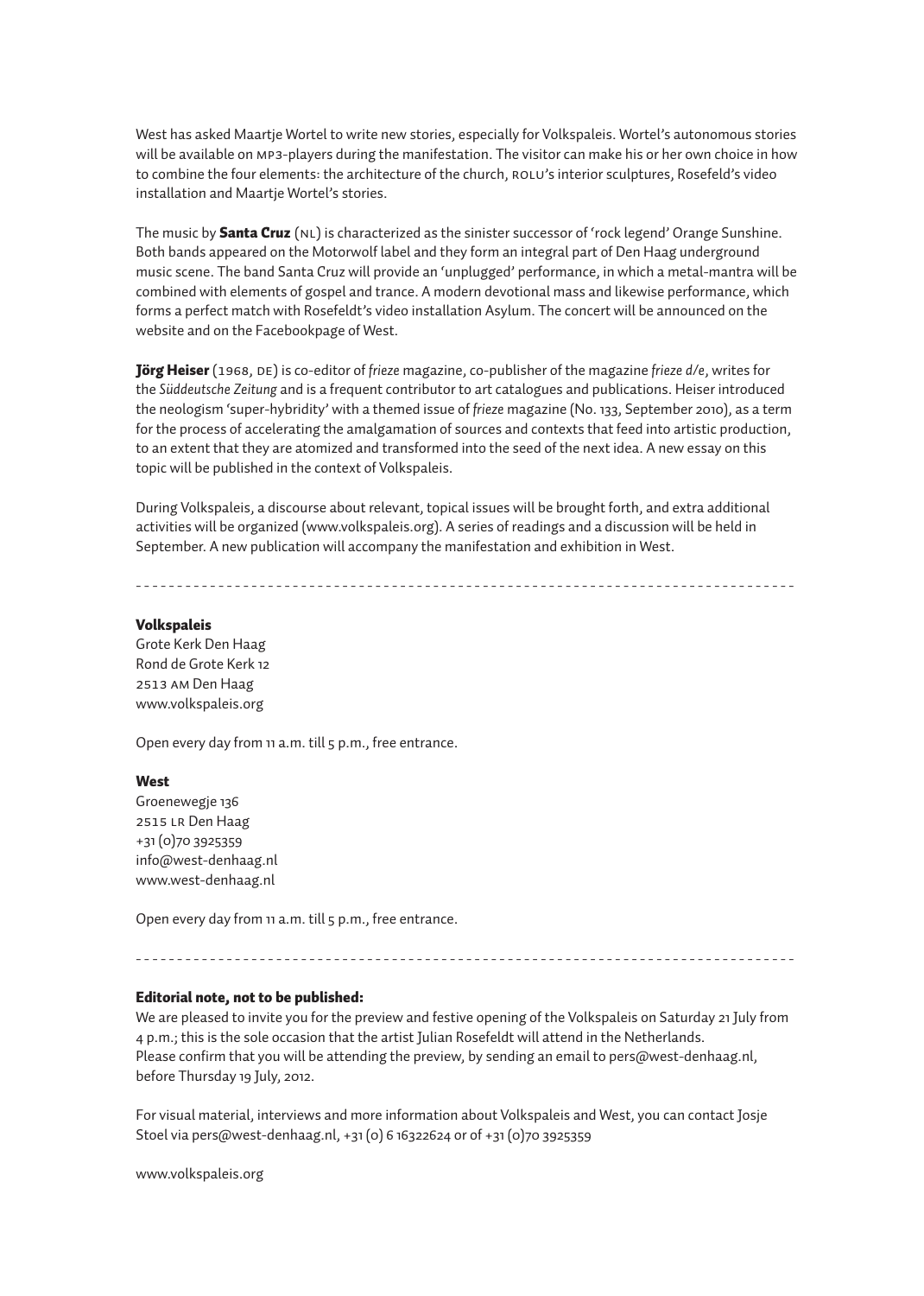West has asked Maartje Wortel to write new stories, especially for Volkspaleis. Wortel's autonomous stories will be available on MP3-players during the manifestation. The visitor can make his or her own choice in how to combine the four elements: the architecture of the church, ROLU's interior sculptures, Rosefeld's video installation and Maartje Wortel's stories.

The music by **Santa Cruz** (NL) is characterized as the sinister successor of 'rock legend' Orange Sunshine. Both bands appeared on the Motorwolf label and they form an integral part of Den Haag underground music scene. The band Santa Cruz will provide an 'unplugged' performance, in which a metal-mantra will be combined with elements of gospel and trance. A modern devotional mass and likewise performance, which forms a perfect match with Rosefeldt's video installation Asylum. The concert will be announced on the website and on the Facebookpage of West.

**Jörg Heiser** (1968, DE) is co-editor of *frieze* magazine, co-publisher of the magazine *frieze d/e*, writes for the *Süddeutsche Zeitung* and is a frequent contributor to art catalogues and publications. Heiser introduced the neologism 'super-hybridity' with a themed issue of *frieze* magazine (No. 133, September 2010), as a term for the process of accelerating the amalgamation of sources and contexts that feed into artistic production, to an extent that they are atomized and transformed into the seed of the next idea. A new essay on this topic will be published in the context of Volkspaleis.

During Volkspaleis, a discourse about relevant, topical issues will be brought forth, and extra additional activities will be organized (www.volkspaleis.org). A series of readings and a discussion will be held in September. A new publication will accompany the manifestation and exhibition in West.

---

**Volkspaleis**
Grote Kerk Den Haag
Rond de Grote Kerk 12
2513 AM Den Haag
www.volkspaleis.org

Open every day from 11 a.m. till 5 p.m., free entrance.

**West**
Groenewegje 136
2515 LR Den Haag
+31 (0)70 3925359
info@west-denhaag.nl
www.west-denhaag.nl

Open every day from 11 a.m. till 5 p.m., free entrance.

---

**Editorial note, not to be published:**
We are pleased to invite you for the preview and festive opening of the Volkspaleis on Saturday 21 July from 4 p.m.; this is the sole occasion that the artist Julian Rosefeldt will attend in the Netherlands.
Please confirm that you will be attending the preview, by sending an email to pers@west-denhaag.nl, before Thursday 19 July, 2012.

For visual material, interviews and more information about Volkspaleis and West, you can contact Josje Stoel via pers@west-denhaag.nl, +31 (0) 6 16322624 or of +31 (0)70 3925359

www.volkspaleis.org